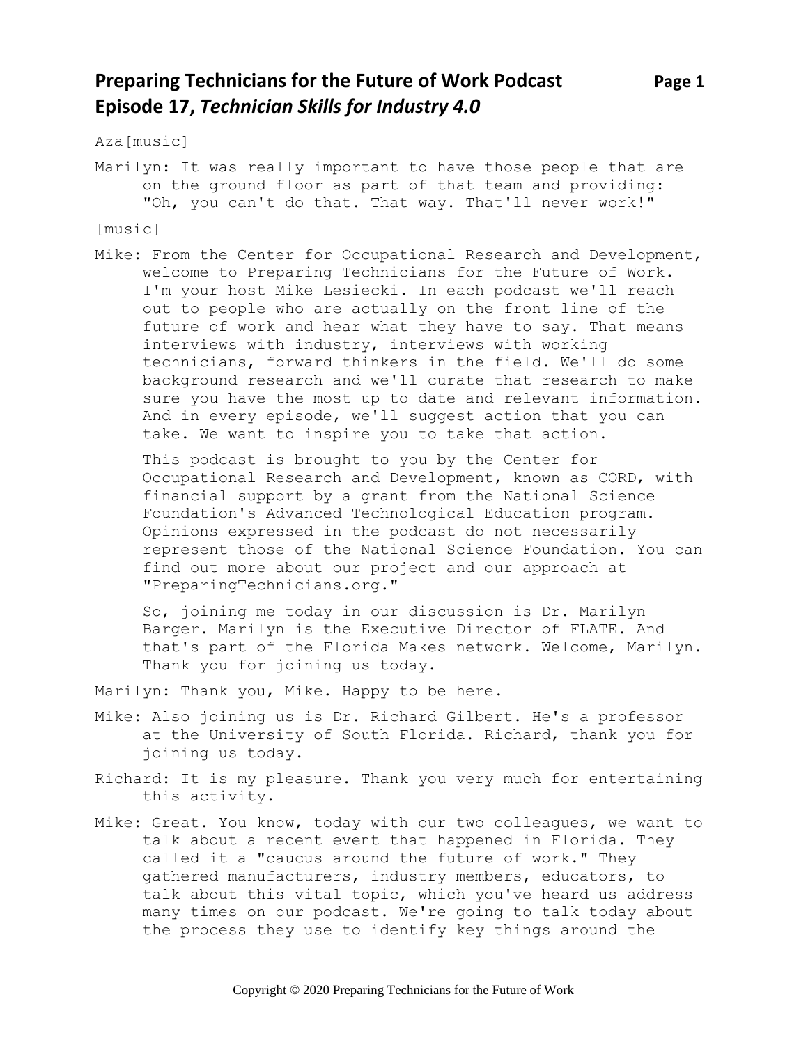# Preparing Technicians for the Future of Work Podcast
## Episode 17, *Technician Skills for Industry 4.0*

Aza[music]

Marilyn: It was really important to have those people that are on the ground floor as part of that team and providing: "Oh, you can't do that. That way. That'll never work!"

[music]

Mike: From the Center for Occupational Research and Development, welcome to Preparing Technicians for the Future of Work. I'm your host Mike Lesiecki. In each podcast we'll reach out to people who are actually on the front line of the future of work and hear what they have to say. That means interviews with industry, interviews with working technicians, forward thinkers in the field. We'll do some background research and we'll curate that research to make sure you have the most up to date and relevant information. And in every episode, we'll suggest action that you can take. We want to inspire you to take that action.

This podcast is brought to you by the Center for Occupational Research and Development, known as CORD, with financial support by a grant from the National Science Foundation's Advanced Technological Education program. Opinions expressed in the podcast do not necessarily represent those of the National Science Foundation. You can find out more about our project and our approach at "PreparingTechnicians.org."

So, joining me today in our discussion is Dr. Marilyn Barger. Marilyn is the Executive Director of FLATE. And that's part of the Florida Makes network. Welcome, Marilyn. Thank you for joining us today.

Marilyn: Thank you, Mike. Happy to be here.

Mike: Also joining us is Dr. Richard Gilbert. He's a professor at the University of South Florida. Richard, thank you for joining us today.

Richard: It is my pleasure. Thank you very much for entertaining this activity.

Mike: Great. You know, today with our two colleagues, we want to talk about a recent event that happened in Florida. They called it a "caucus around the future of work." They gathered manufacturers, industry members, educators, to talk about this vital topic, which you've heard us address many times on our podcast. We're going to talk today about the process they use to identify key things around the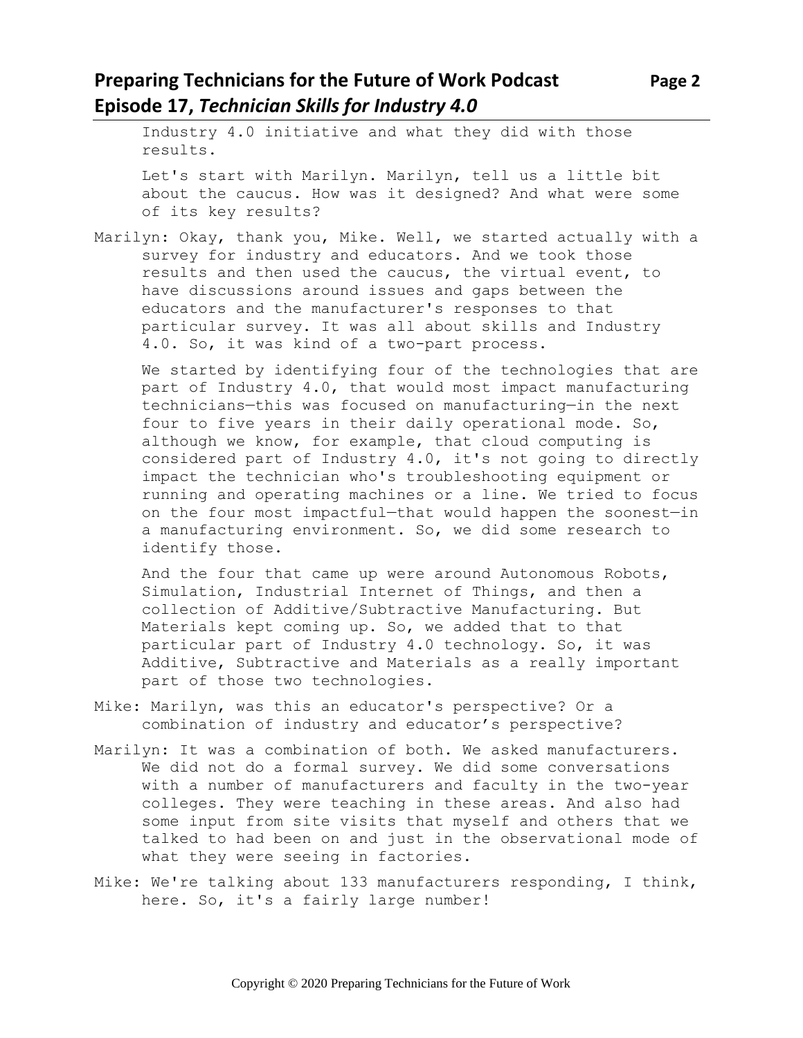Industry 4.0 initiative and what they did with those results.

Let's start with Marilyn. Marilyn, tell us a little bit about the caucus. How was it designed? And what were some of its key results?

Marilyn: Okay, thank you, Mike. Well, we started actually with a survey for industry and educators. And we took those results and then used the caucus, the virtual event, to have discussions around issues and gaps between the educators and the manufacturer's responses to that particular survey. It was all about skills and Industry 4.0. So, it was kind of a two-part process.

We started by identifying four of the technologies that are part of Industry 4.0, that would most impact manufacturing technicians—this was focused on manufacturing—in the next four to five years in their daily operational mode. So, although we know, for example, that cloud computing is considered part of Industry 4.0, it's not going to directly impact the technician who's troubleshooting equipment or running and operating machines or a line. We tried to focus on the four most impactful—that would happen the soonest—in a manufacturing environment. So, we did some research to identify those.

And the four that came up were around Autonomous Robots, Simulation, Industrial Internet of Things, and then a collection of Additive/Subtractive Manufacturing. But Materials kept coming up. So, we added that to that particular part of Industry 4.0 technology. So, it was Additive, Subtractive and Materials as a really important part of those two technologies.

Mike: Marilyn, was this an educator's perspective? Or a combination of industry and educator's perspective?

Marilyn: It was a combination of both. We asked manufacturers. We did not do a formal survey. We did some conversations with a number of manufacturers and faculty in the two-year colleges. They were teaching in these areas. And also had some input from site visits that myself and others that we talked to had been on and just in the observational mode of what they were seeing in factories.

Mike: We're talking about 133 manufacturers responding, I think, here. So, it's a fairly large number!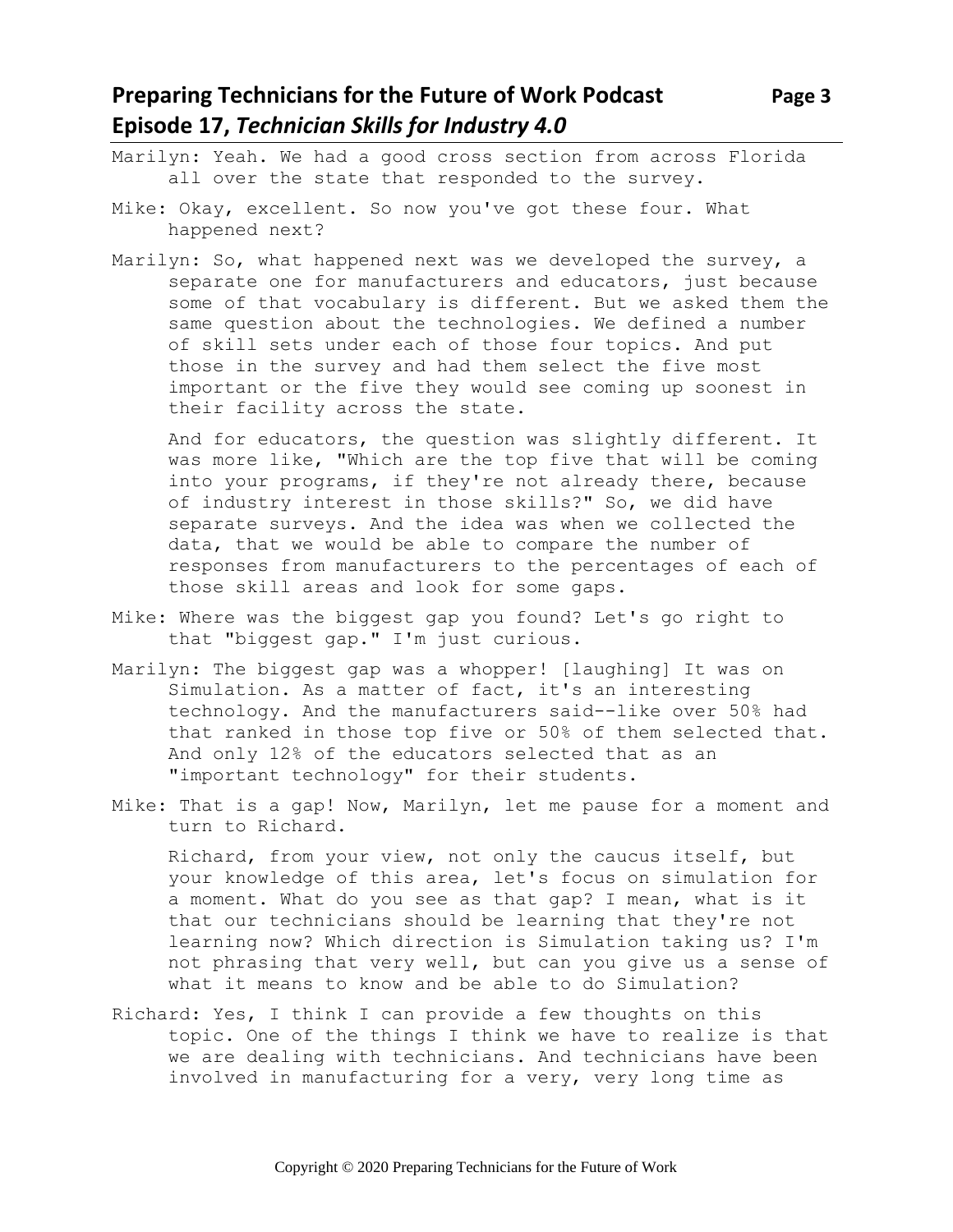Marilyn: Yeah. We had a good cross section from across Florida all over the state that responded to the survey.

Mike: Okay, excellent. So now you've got these four. What happened next?

Marilyn: So, what happened next was we developed the survey, a separate one for manufacturers and educators, just because some of that vocabulary is different. But we asked them the same question about the technologies. We defined a number of skill sets under each of those four topics. And put those in the survey and had them select the five most important or the five they would see coming up soonest in their facility across the state.

And for educators, the question was slightly different. It was more like, "Which are the top five that will be coming into your programs, if they're not already there, because of industry interest in those skills?" So, we did have separate surveys. And the idea was when we collected the data, that we would be able to compare the number of responses from manufacturers to the percentages of each of those skill areas and look for some gaps.

Mike: Where was the biggest gap you found? Let's go right to that "biggest gap." I'm just curious.

Marilyn: The biggest gap was a whopper! [laughing] It was on Simulation. As a matter of fact, it's an interesting technology. And the manufacturers said--like over 50% had that ranked in those top five or 50% of them selected that. And only 12% of the educators selected that as an "important technology" for their students.

Mike: That is a gap! Now, Marilyn, let me pause for a moment and turn to Richard.

Richard, from your view, not only the caucus itself, but your knowledge of this area, let's focus on simulation for a moment. What do you see as that gap? I mean, what is it that our technicians should be learning that they're not learning now? Which direction is Simulation taking us? I'm not phrasing that very well, but can you give us a sense of what it means to know and be able to do Simulation?

Richard: Yes, I think I can provide a few thoughts on this topic. One of the things I think we have to realize is that we are dealing with technicians. And technicians have been involved in manufacturing for a very, very long time as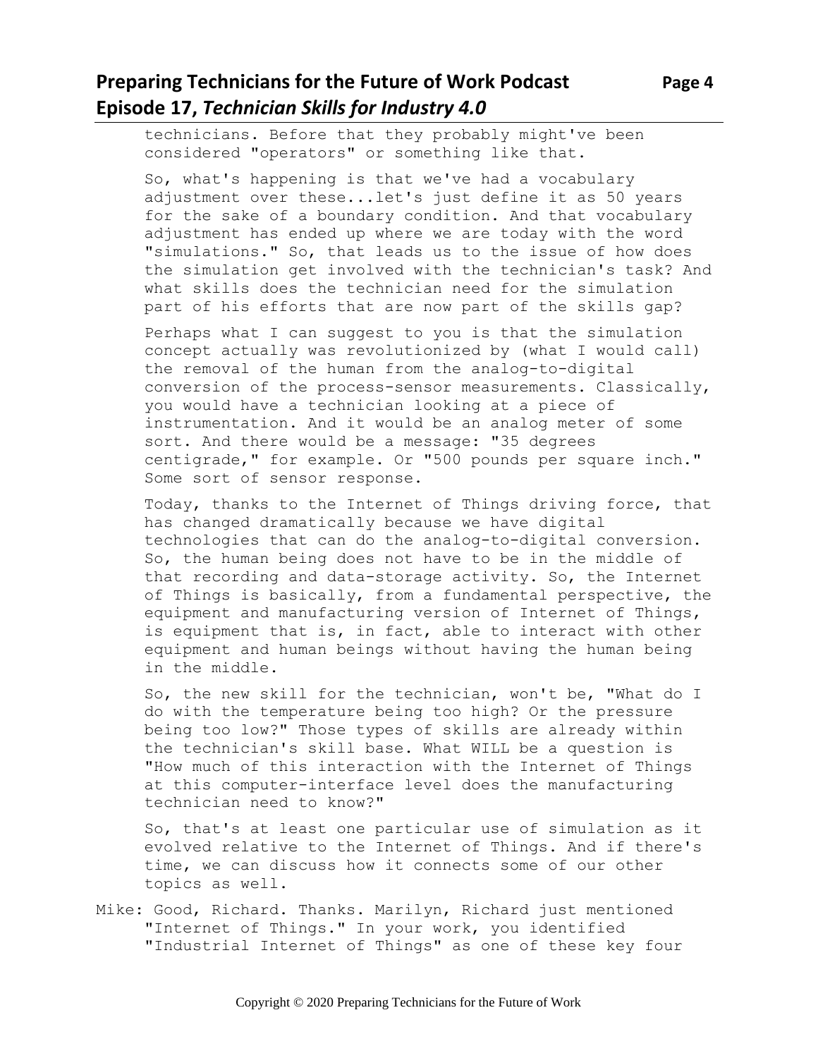technicians. Before that they probably might've been considered "operators" or something like that.

So, what's happening is that we've had a vocabulary adjustment over these...let's just define it as 50 years for the sake of a boundary condition. And that vocabulary adjustment has ended up where we are today with the word "simulations." So, that leads us to the issue of how does the simulation get involved with the technician's task? And what skills does the technician need for the simulation part of his efforts that are now part of the skills gap?

Perhaps what I can suggest to you is that the simulation concept actually was revolutionized by (what I would call) the removal of the human from the analog-to-digital conversion of the process-sensor measurements. Classically, you would have a technician looking at a piece of instrumentation. And it would be an analog meter of some sort. And there would be a message: "35 degrees centigrade," for example. Or "500 pounds per square inch." Some sort of sensor response.

Today, thanks to the Internet of Things driving force, that has changed dramatically because we have digital technologies that can do the analog-to-digital conversion. So, the human being does not have to be in the middle of that recording and data-storage activity. So, the Internet of Things is basically, from a fundamental perspective, the equipment and manufacturing version of Internet of Things, is equipment that is, in fact, able to interact with other equipment and human beings without having the human being in the middle.

So, the new skill for the technician, won't be, "What do I do with the temperature being too high? Or the pressure being too low?" Those types of skills are already within the technician's skill base. What WILL be a question is "How much of this interaction with the Internet of Things at this computer-interface level does the manufacturing technician need to know?"

So, that's at least one particular use of simulation as it evolved relative to the Internet of Things. And if there's time, we can discuss how it connects some of our other topics as well.

Mike: Good, Richard. Thanks. Marilyn, Richard just mentioned "Internet of Things." In your work, you identified "Industrial Internet of Things" as one of these key four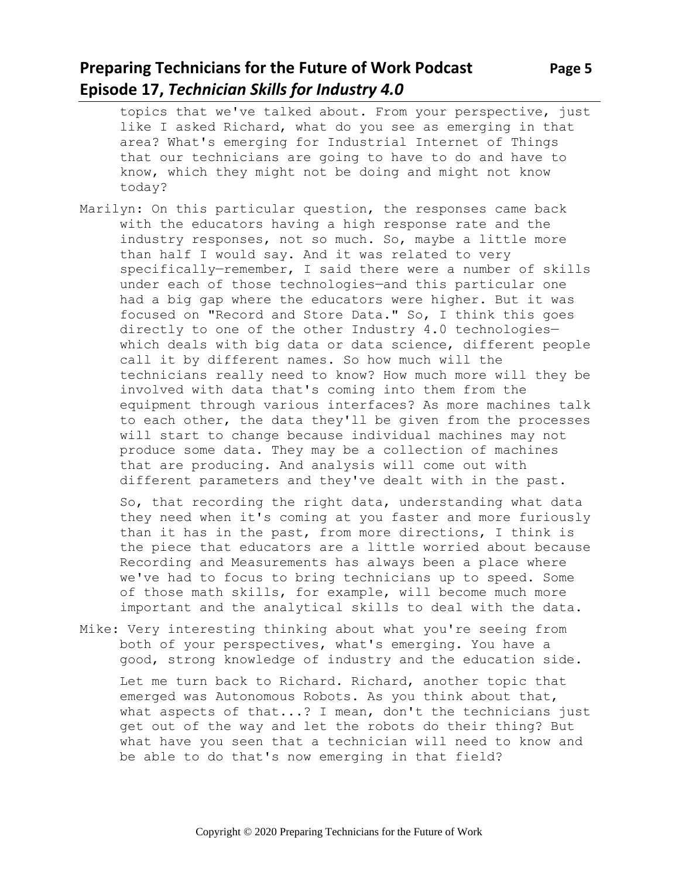topics that we've talked about. From your perspective, just like I asked Richard, what do you see as emerging in that area? What's emerging for Industrial Internet of Things that our technicians are going to have to do and have to know, which they might not be doing and might not know today?

Marilyn: On this particular question, the responses came back with the educators having a high response rate and the industry responses, not so much. So, maybe a little more than half I would say. And it was related to very specifically—remember, I said there were a number of skills under each of those technologies—and this particular one had a big gap where the educators were higher. But it was focused on "Record and Store Data." So, I think this goes directly to one of the other Industry 4.0 technologies—which deals with big data or data science, different people call it by different names. So how much will the technicians really need to know? How much more will they be involved with data that's coming into them from the equipment through various interfaces? As more machines talk to each other, the data they'll be given from the processes will start to change because individual machines may not produce some data. They may be a collection of machines that are producing. And analysis will come out with different parameters and they've dealt with in the past.

So, that recording the right data, understanding what data they need when it's coming at you faster and more furiously than it has in the past, from more directions, I think is the piece that educators are a little worried about because Recording and Measurements has always been a place where we've had to focus to bring technicians up to speed. Some of those math skills, for example, will become much more important and the analytical skills to deal with the data.

Mike: Very interesting thinking about what you're seeing from both of your perspectives, what's emerging. You have a good, strong knowledge of industry and the education side.

Let me turn back to Richard. Richard, another topic that emerged was Autonomous Robots. As you think about that, what aspects of that...? I mean, don't the technicians just get out of the way and let the robots do their thing? But what have you seen that a technician will need to know and be able to do that's now emerging in that field?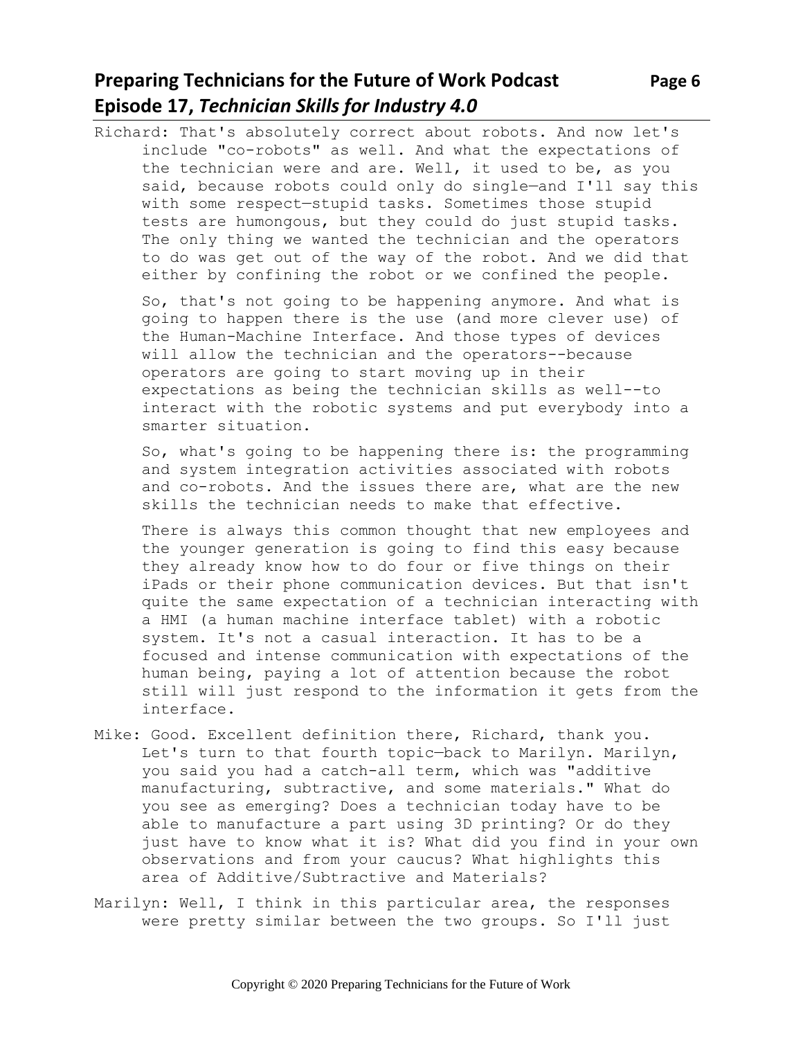Richard: That's absolutely correct about robots. And now let's include "co-robots" as well. And what the expectations of the technician were and are. Well, it used to be, as you said, because robots could only do single—and I'll say this with some respect—stupid tasks. Sometimes those stupid tests are humongous, but they could do just stupid tasks. The only thing we wanted the technician and the operators to do was get out of the way of the robot. And we did that either by confining the robot or we confined the people.

So, that's not going to be happening anymore. And what is going to happen there is the use (and more clever use) of the Human-Machine Interface. And those types of devices will allow the technician and the operators--because operators are going to start moving up in their expectations as being the technician skills as well--to interact with the robotic systems and put everybody into a smarter situation.

So, what's going to be happening there is: the programming and system integration activities associated with robots and co-robots. And the issues there are, what are the new skills the technician needs to make that effective.

There is always this common thought that new employees and the younger generation is going to find this easy because they already know how to do four or five things on their iPads or their phone communication devices. But that isn't quite the same expectation of a technician interacting with a HMI (a human machine interface tablet) with a robotic system. It's not a casual interaction. It has to be a focused and intense communication with expectations of the human being, paying a lot of attention because the robot still will just respond to the information it gets from the interface.

Mike: Good. Excellent definition there, Richard, thank you. Let's turn to that fourth topic—back to Marilyn. Marilyn, you said you had a catch-all term, which was "additive manufacturing, subtractive, and some materials." What do you see as emerging? Does a technician today have to be able to manufacture a part using 3D printing? Or do they just have to know what it is? What did you find in your own observations and from your caucus? What highlights this area of Additive/Subtractive and Materials?

Marilyn: Well, I think in this particular area, the responses were pretty similar between the two groups. So I'll just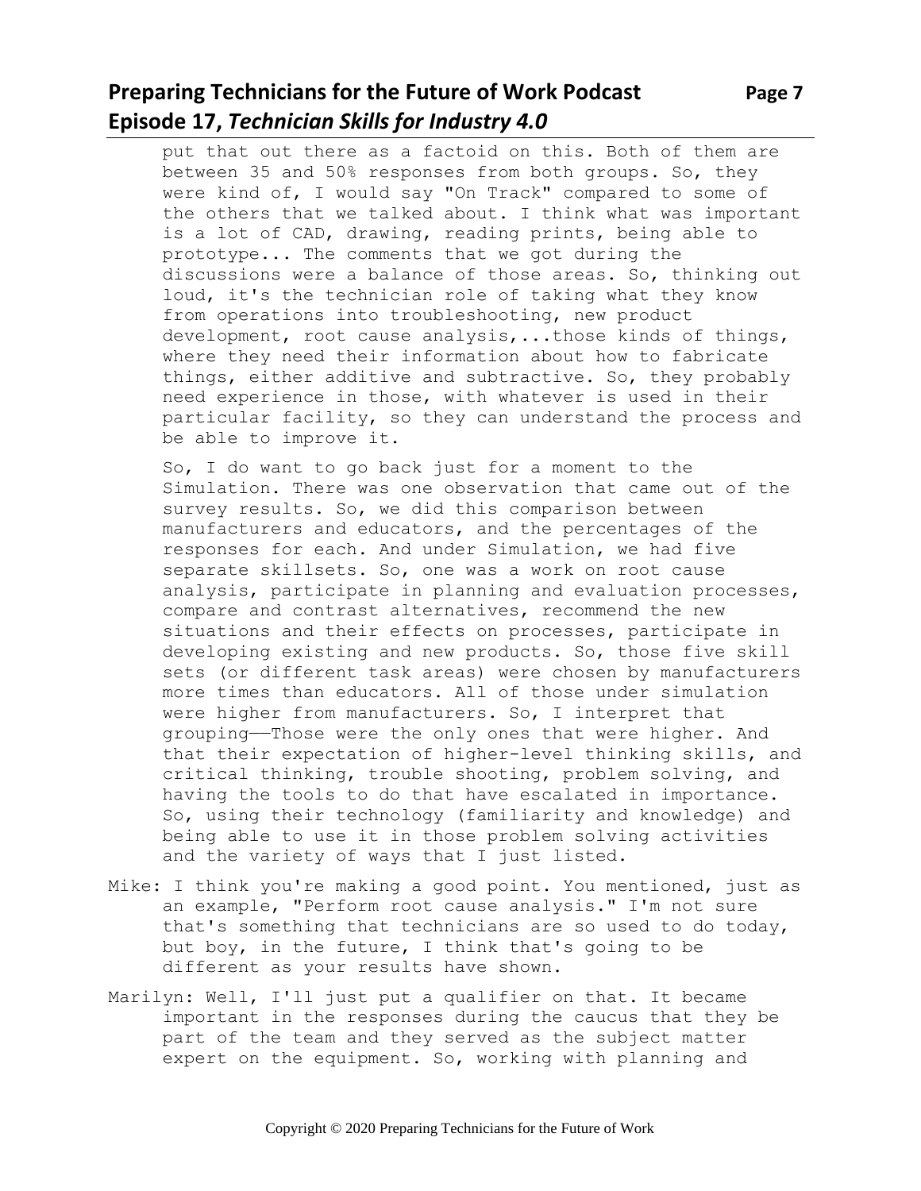put that out there as a factoid on this. Both of them are between 35 and 50% responses from both groups. So, they were kind of, I would say "On Track" compared to some of the others that we talked about. I think what was important is a lot of CAD, drawing, reading prints, being able to prototype... The comments that we got during the discussions were a balance of those areas. So, thinking out loud, it's the technician role of taking what they know from operations into troubleshooting, new product development, root cause analysis,...those kinds of things, where they need their information about how to fabricate things, either additive and subtractive. So, they probably need experience in those, with whatever is used in their particular facility, so they can understand the process and be able to improve it.

So, I do want to go back just for a moment to the Simulation. There was one observation that came out of the survey results. So, we did this comparison between manufacturers and educators, and the percentages of the responses for each. And under Simulation, we had five separate skillsets. So, one was a work on root cause analysis, participate in planning and evaluation processes, compare and contrast alternatives, recommend the new situations and their effects on processes, participate in developing existing and new products. So, those five skill sets (or different task areas) were chosen by manufacturers more times than educators. All of those under simulation were higher from manufacturers. So, I interpret that grouping——Those were the only ones that were higher. And that their expectation of higher-level thinking skills, and critical thinking, trouble shooting, problem solving, and having the tools to do that have escalated in importance. So, using their technology (familiarity and knowledge) and being able to use it in those problem solving activities and the variety of ways that I just listed.

Mike: I think you're making a good point. You mentioned, just as an example, "Perform root cause analysis." I'm not sure that's something that technicians are so used to do today, but boy, in the future, I think that's going to be different as your results have shown.

Marilyn: Well, I'll just put a qualifier on that. It became important in the responses during the caucus that they be part of the team and they served as the subject matter expert on the equipment. So, working with planning and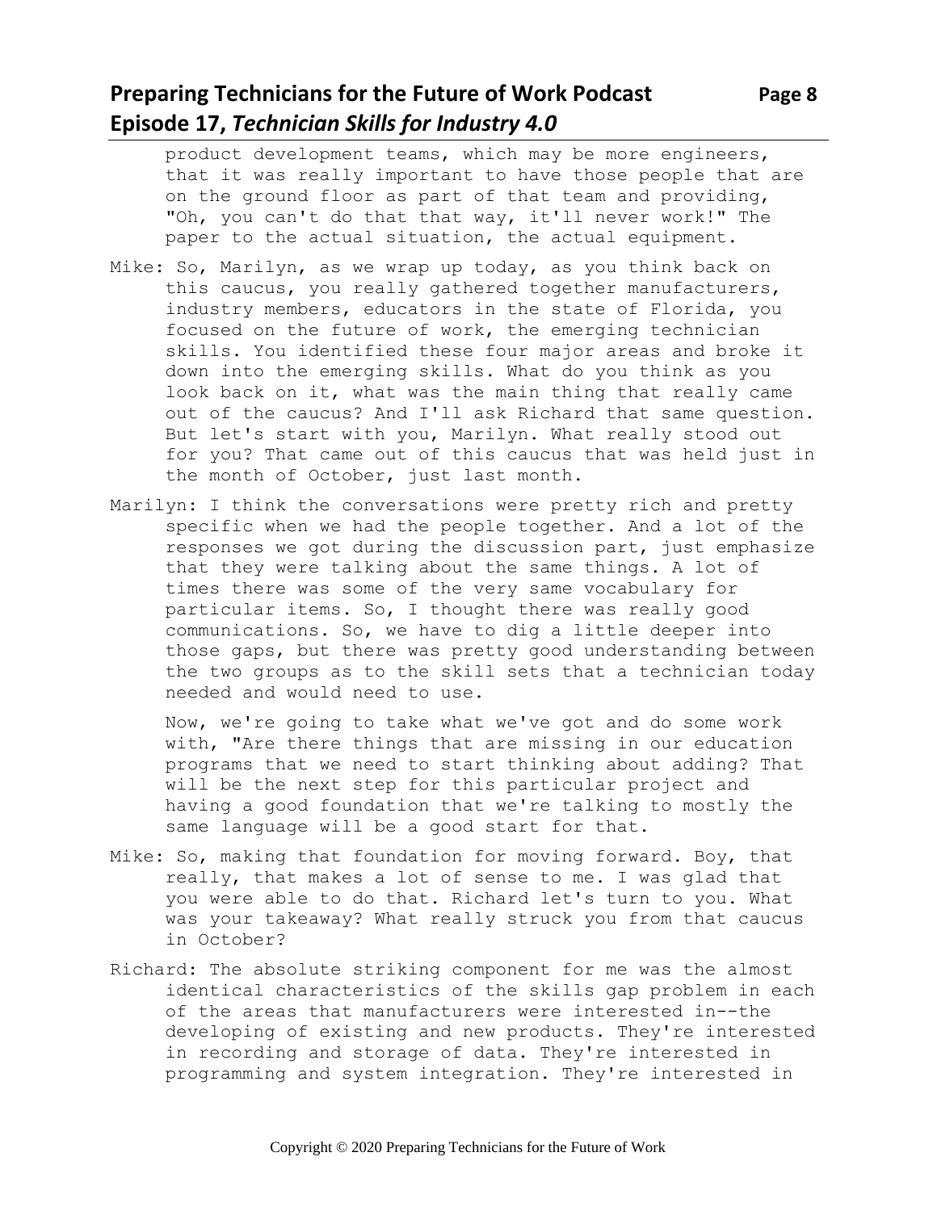product development teams, which may be more engineers, that it was really important to have those people that are on the ground floor as part of that team and providing, "Oh, you can't do that that way, it'll never work!" The paper to the actual situation, the actual equipment.

Mike: So, Marilyn, as we wrap up today, as you think back on this caucus, you really gathered together manufacturers, industry members, educators in the state of Florida, you focused on the future of work, the emerging technician skills. You identified these four major areas and broke it down into the emerging skills. What do you think as you look back on it, what was the main thing that really came out of the caucus? And I'll ask Richard that same question. But let's start with you, Marilyn. What really stood out for you? That came out of this caucus that was held just in the month of October, just last month.

Marilyn: I think the conversations were pretty rich and pretty specific when we had the people together. And a lot of the responses we got during the discussion part, just emphasize that they were talking about the same things. A lot of times there was some of the very same vocabulary for particular items. So, I thought there was really good communications. So, we have to dig a little deeper into those gaps, but there was pretty good understanding between the two groups as to the skill sets that a technician today needed and would need to use.

Now, we're going to take what we've got and do some work with, "Are there things that are missing in our education programs that we need to start thinking about adding? That will be the next step for this particular project and having a good foundation that we're talking to mostly the same language will be a good start for that.

Mike: So, making that foundation for moving forward. Boy, that really, that makes a lot of sense to me. I was glad that you were able to do that. Richard let's turn to you. What was your takeaway? What really struck you from that caucus in October?

Richard: The absolute striking component for me was the almost identical characteristics of the skills gap problem in each of the areas that manufacturers were interested in--the developing of existing and new products. They're interested in recording and storage of data. They're interested in programming and system integration. They're interested in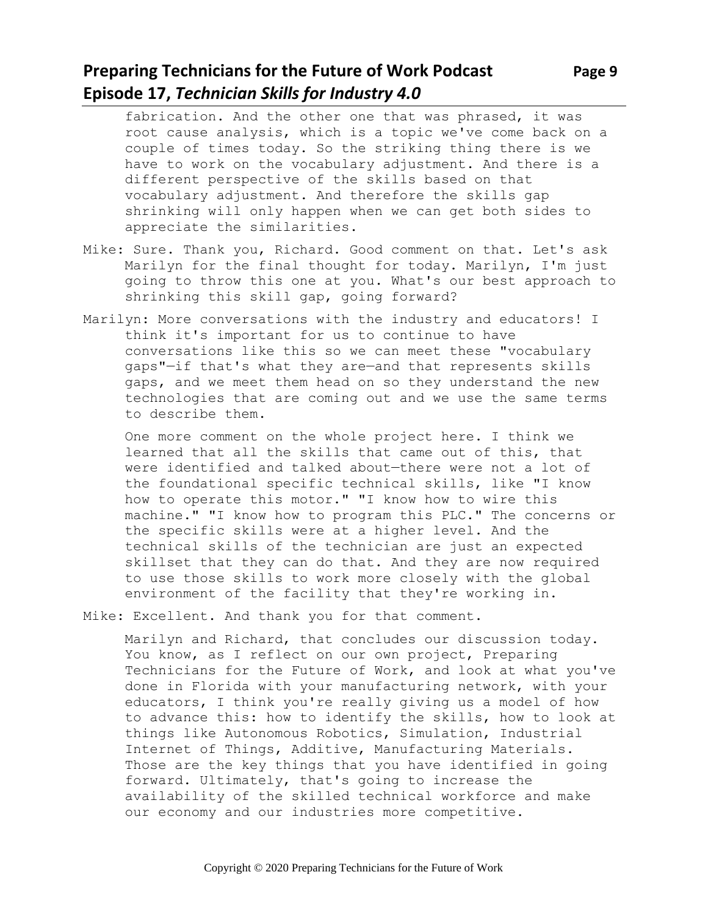fabrication. And the other one that was phrased, it was root cause analysis, which is a topic we've come back on a couple of times today. So the striking thing there is we have to work on the vocabulary adjustment. And there is a different perspective of the skills based on that vocabulary adjustment. And therefore the skills gap shrinking will only happen when we can get both sides to appreciate the similarities.

Mike: Sure. Thank you, Richard. Good comment on that. Let's ask Marilyn for the final thought for today. Marilyn, I'm just going to throw this one at you. What's our best approach to shrinking this skill gap, going forward?

Marilyn: More conversations with the industry and educators! I think it's important for us to continue to have conversations like this so we can meet these "vocabulary gaps"—if that's what they are—and that represents skills gaps, and we meet them head on so they understand the new technologies that are coming out and we use the same terms to describe them.

One more comment on the whole project here. I think we learned that all the skills that came out of this, that were identified and talked about—there were not a lot of the foundational specific technical skills, like "I know how to operate this motor." "I know how to wire this machine." "I know how to program this PLC." The concerns or the specific skills were at a higher level. And the technical skills of the technician are just an expected skillset that they can do that. And they are now required to use those skills to work more closely with the global environment of the facility that they're working in.

Mike: Excellent. And thank you for that comment.

Marilyn and Richard, that concludes our discussion today. You know, as I reflect on our own project, Preparing Technicians for the Future of Work, and look at what you've done in Florida with your manufacturing network, with your educators, I think you're really giving us a model of how to advance this: how to identify the skills, how to look at things like Autonomous Robotics, Simulation, Industrial Internet of Things, Additive, Manufacturing Materials. Those are the key things that you have identified in going forward. Ultimately, that's going to increase the availability of the skilled technical workforce and make our economy and our industries more competitive.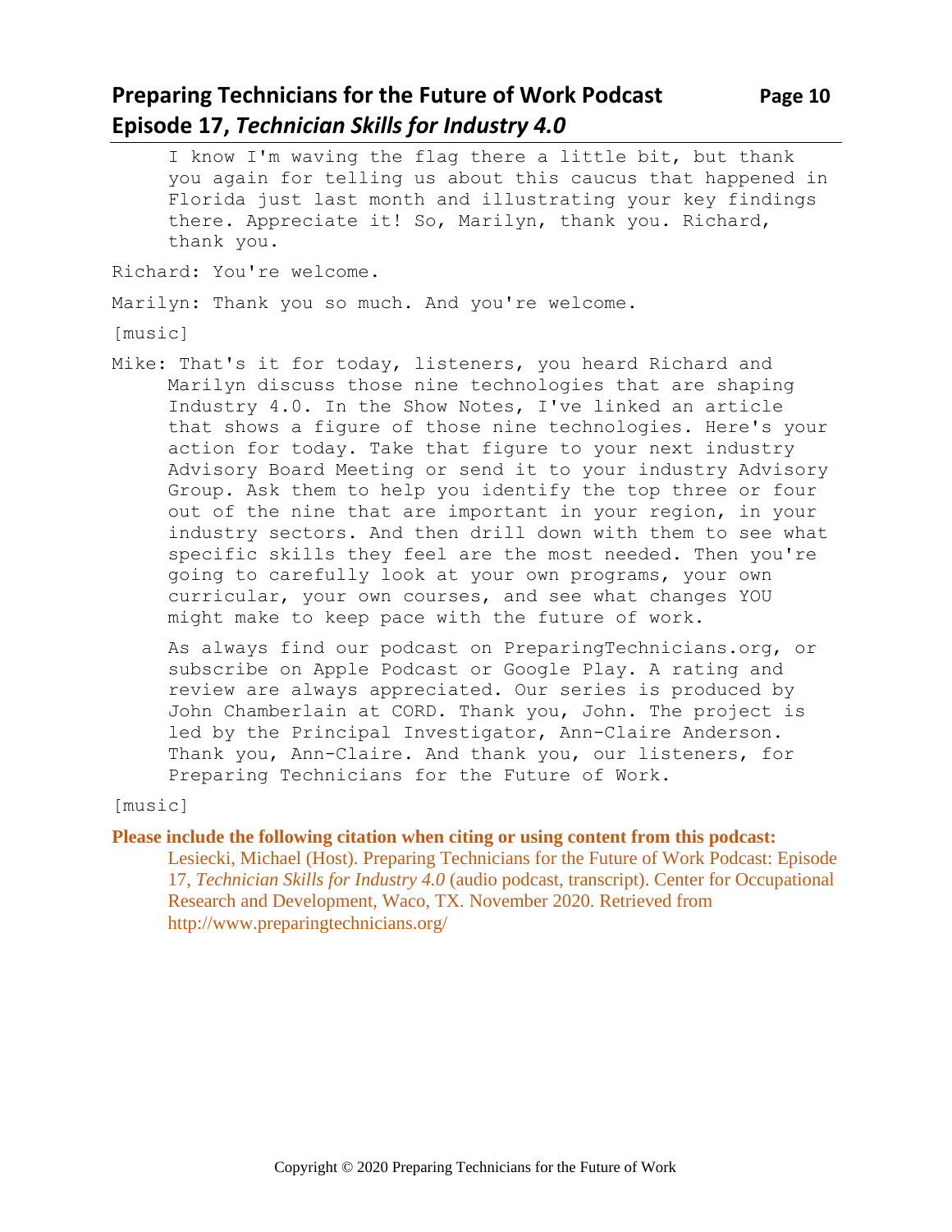I know I'm waving the flag there a little bit, but thank you again for telling us about this caucus that happened in Florida just last month and illustrating your key findings there. Appreciate it! So, Marilyn, thank you. Richard, thank you.

Richard: You're welcome.

Marilyn: Thank you so much. And you're welcome.

[music]

Mike: That's it for today, listeners, you heard Richard and Marilyn discuss those nine technologies that are shaping Industry 4.0. In the Show Notes, I've linked an article that shows a figure of those nine technologies. Here's your action for today. Take that figure to your next industry Advisory Board Meeting or send it to your industry Advisory Group. Ask them to help you identify the top three or four out of the nine that are important in your region, in your industry sectors. And then drill down with them to see what specific skills they feel are the most needed. Then you're going to carefully look at your own programs, your own curricular, your own courses, and see what changes YOU might make to keep pace with the future of work.

As always find our podcast on PreparingTechnicians.org, or subscribe on Apple Podcast or Google Play. A rating and review are always appreciated. Our series is produced by John Chamberlain at CORD. Thank you, John. The project is led by the Principal Investigator, Ann-Claire Anderson. Thank you, Ann-Claire. And thank you, our listeners, for Preparing Technicians for the Future of Work.

[music]

**Please include the following citation when citing or using content from this podcast:**

Lesiecki, Michael (Host). Preparing Technicians for the Future of Work Podcast: Episode 17, *Technician Skills for Industry 4.0* (audio podcast, transcript). Center for Occupational Research and Development, Waco, TX. November 2020. Retrieved from http://www.preparingtechnicians.org/